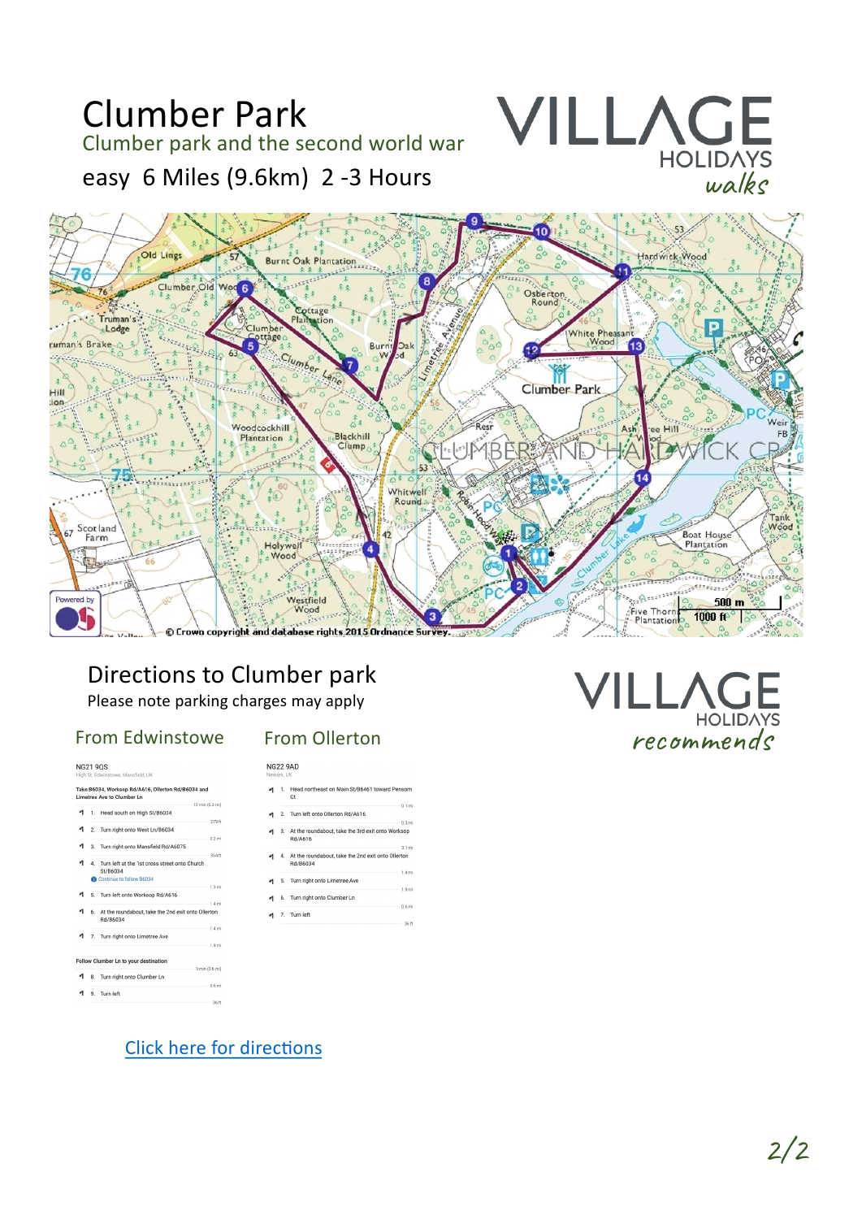# Clumber Park

## Clumber park and the second world war

easy 6 Miles (9.6km) 2 -3 Hours

VILLAGE HOLIDAYS *walks*

© Crown copyright and database rights 2015 Ordnance Survey.

## Directions to Clumber park

Please note parking charges may apply

VILLAGE HOLIDAYS *recommends*

### From Edwinstowe

NG21 9QS
High St, Edwinstowe, Mansfield, UK

**Take B6034, Worksop Rd/A616, Ollerton Rd/B6034 and Limetree Ave to Clumber Ln**

12 min (6.3 mi)

1. Head south on High St/B6034 — 279 ft
2. Turn right onto West Ln/B6034 — 0.2 mi
3. Turn right onto Mansfield Rd/A6075 — 354 ft
4. Turn left at the 1st cross street onto Church St/B6034 — Continue to follow B6034 — 1.3 mi
5. Turn left onto Worksop Rd/A616 — 1.4 mi
6. At the roundabout, take the 2nd exit onto Ollerton Rd/B6034 — 1.4 mi
7. Turn right onto Limetree Ave — 1.9 mi

**Follow Clumber Ln to your destination**

3 min (0.6 mi)

8. Turn right onto Clumber Ln — 0.6 mi
9. Turn left — 36 ft

### From Ollerton

NG22 9AD
Newark, UK

1. Head northeast on Main St/B6461 toward Pensom Ct — 0.1 mi
2. Turn left onto Ollerton Rd/A616 — 0.3 mi
3. At the roundabout, take the 3rd exit onto Worksop Rd/A616 — 3.1 mi
4. At the roundabout, take the 2nd exit onto Ollerton Rd/B6034 — 1.4 mi
5. Turn right onto Limetree Ave — 1.9 mi
6. Turn right onto Clumber Ln — 0.6 mi
7. Turn left — 36 ft

[Click here for directions]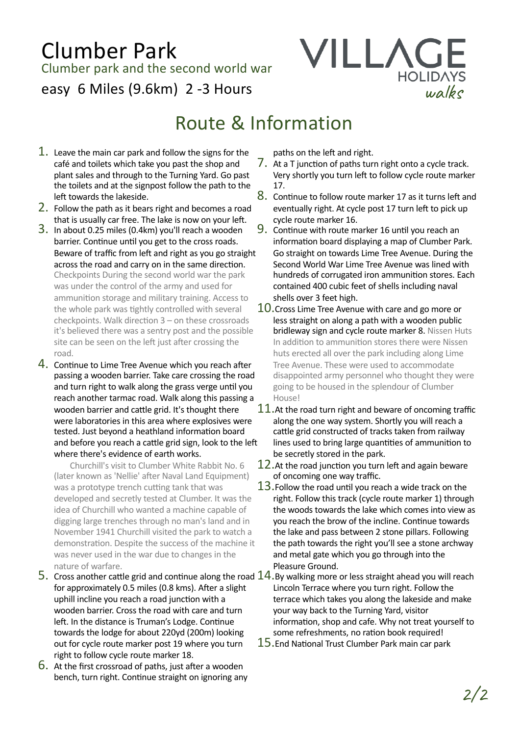# Clumber Park

Clumber park and the second world war

easy 6 Miles (9.6km) 2 -3 Hours

VILLAGE HOLIDAYS walks

## Route & Information

1. Leave the main car park and follow the signs for the café and toilets which take you past the shop and plant sales and through to the Turning Yard. Go past the toilets and at the signpost follow the path to the left towards the lakeside.
2. Follow the path as it bears right and becomes a road that is usually car free. The lake is now on your left.
3. In about 0.25 miles (0.4km) you'll reach a wooden barrier. Continue until you get to the cross roads. Beware of traffic from left and right as you go straight across the road and carry on in the same direction. Checkpoints During the second world war the park was under the control of the army and used for ammunition storage and military training. Access to the whole park was tightly controlled with several checkpoints. Walk direction 3 – on these crossroads it's believed there was a sentry post and the possible site can be seen on the left just after crossing the road.
4. Continue to Lime Tree Avenue which you reach after passing a wooden barrier. Take care crossing the road and turn right to walk along the grass verge until you reach another tarmac road. Walk along this passing a wooden barrier and cattle grid. It's thought there were laboratories in this area where explosives were tested. Just beyond a heathland information board and before you reach a cattle grid sign, look to the left where there's evidence of earth works.

   Churchill's visit to Clumber White Rabbit No. 6 (later known as 'Nellie' after Naval Land Equipment) was a prototype trench cutting tank that was developed and secretly tested at Clumber. It was the idea of Churchill who wanted a machine capable of digging large trenches through no man's land and in November 1941 Churchill visited the park to watch a demonstration. Despite the success of the machine it was never used in the war due to changes in the nature of warfare.
5. Cross another cattle grid and continue along the road for approximately 0.5 miles (0.8 kms). After a slight uphill incline you reach a road junction with a wooden barrier. Cross the road with care and turn left. In the distance is Truman's Lodge. Continue towards the lodge for about 220yd (200m) looking out for cycle route marker post 19 where you turn right to follow cycle route marker 18.
6. At the first crossroad of paths, just after a wooden bench, turn right. Continue straight on ignoring any paths on the left and right.
7. At a T junction of paths turn right onto a cycle track. Very shortly you turn left to follow cycle route marker 17.
8. Continue to follow route marker 17 as it turns left and eventually right. At cycle post 17 turn left to pick up cycle route marker 16.
9. Continue with route marker 16 until you reach an information board displaying a map of Clumber Park. Go straight on towards Lime Tree Avenue. During the Second World War Lime Tree Avenue was lined with hundreds of corrugated iron ammunition stores. Each contained 400 cubic feet of shells including naval shells over 3 feet high.
10. Cross Lime Tree Avenue with care and go more or less straight on along a path with a wooden public bridleway sign and cycle route marker 8. Nissen Huts In addition to ammunition stores there were Nissen huts erected all over the park including along Lime Tree Avenue. These were used to accommodate disappointed army personnel who thought they were going to be housed in the splendour of Clumber House!
11. At the road turn right and beware of oncoming traffic along the one way system. Shortly you will reach a cattle grid constructed of tracks taken from railway lines used to bring large quantities of ammunition to be secretly stored in the park.
12. At the road junction you turn left and again beware of oncoming one way traffic.
13. Follow the road until you reach a wide track on the right. Follow this track (cycle route marker 1) through the woods towards the lake which comes into view as you reach the brow of the incline. Continue towards the lake and pass between 2 stone pillars. Following the path towards the right you'll see a stone archway and metal gate which you go through into the Pleasure Ground.
14. By walking more or less straight ahead you will reach Lincoln Terrace where you turn right. Follow the terrace which takes you along the lakeside and make your way back to the Turning Yard, visitor information, shop and cafe. Why not treat yourself to some refreshments, no ration book required!
15. End National Trust Clumber Park main car park